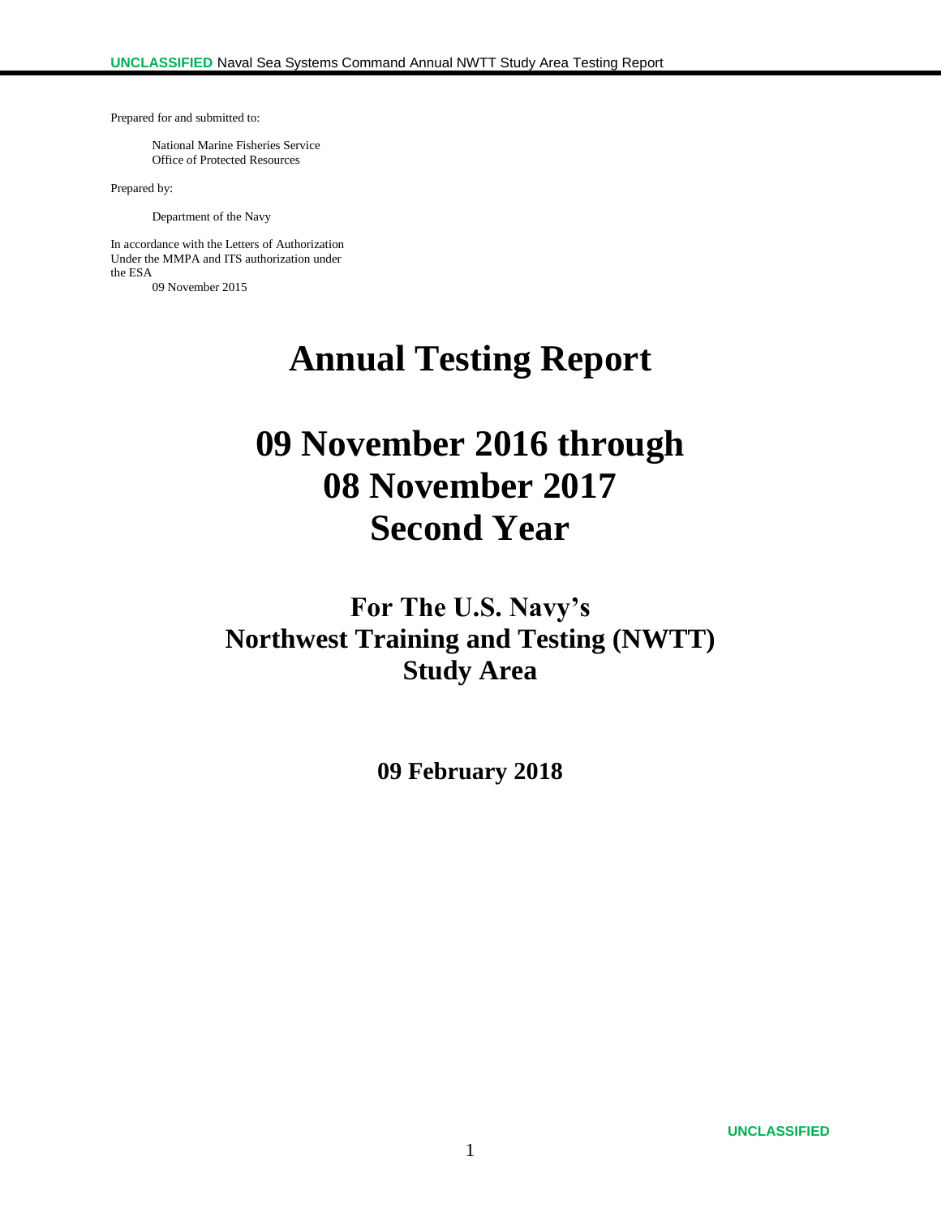Prepared for and submitted to:

National Marine Fisheries Service
Office of Protected Resources

Prepared by:

Department of the Navy

In accordance with the Letters of Authorization
Under the MMPA and ITS authorization under
the ESA
09 November 2015

# Annual Testing Report

# 09 November 2016 through 08 November 2017 Second Year

## For The U.S. Navy's Northwest Training and Testing (NWTT) Study Area

**09 February 2018**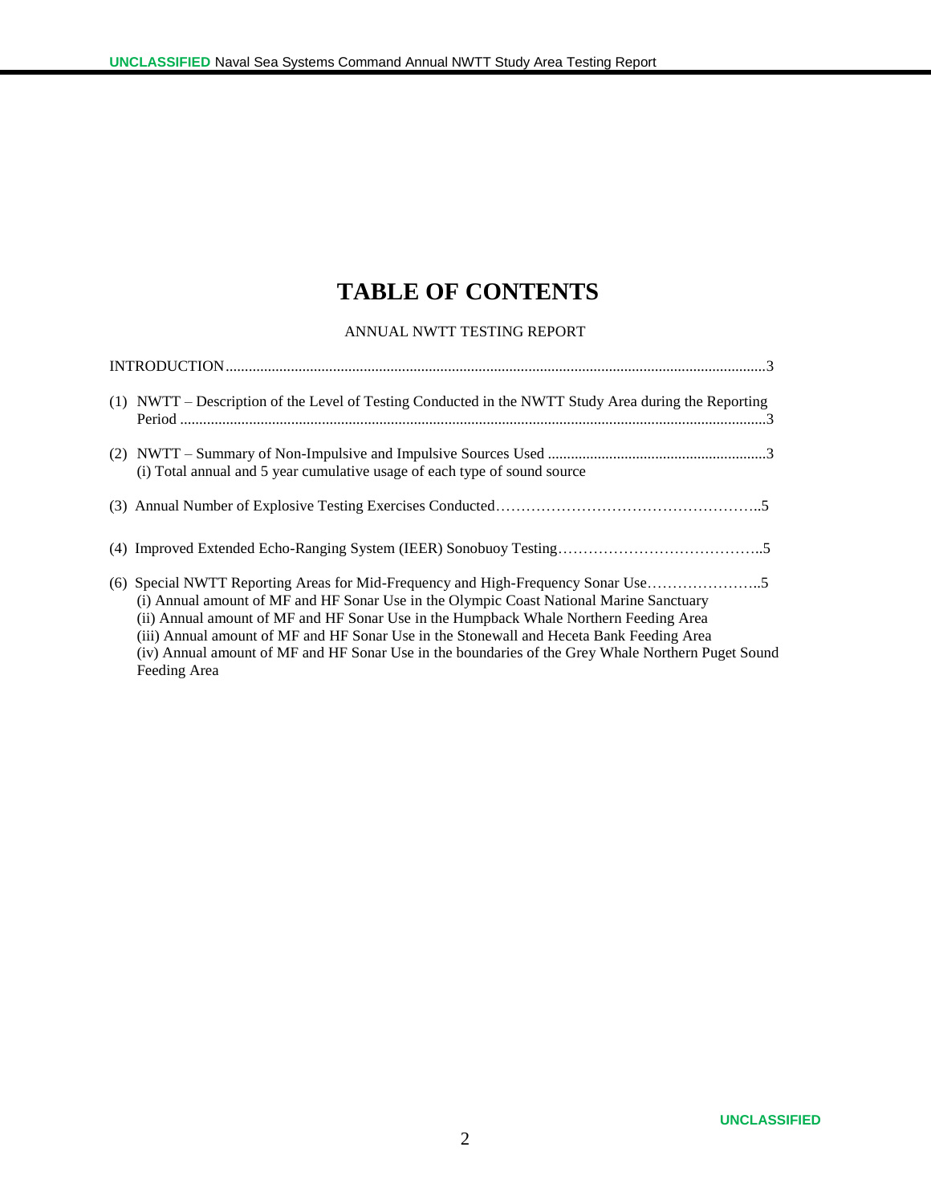# TABLE OF CONTENTS

ANNUAL NWTT TESTING REPORT

INTRODUCTION............................................................................................................................................3

(1) NWTT – Description of the Level of Testing Conducted in the NWTT Study Area during the Reporting Period .........................................................................................................................................................3

(2) NWTT – Summary of Non-Impulsive and Impulsive Sources Used .........................................................3
(i) Total annual and 5 year cumulative usage of each type of sound source

(3) Annual Number of Explosive Testing Exercises Conducted……………………………………………..5

(4) Improved Extended Echo-Ranging System (IEER) Sonobuoy Testing…………………………………..5

(6) Special NWTT Reporting Areas for Mid-Frequency and High-Frequency Sonar Use…………………..5
(i) Annual amount of MF and HF Sonar Use in the Olympic Coast National Marine Sanctuary
(ii) Annual amount of MF and HF Sonar Use in the Humpback Whale Northern Feeding Area
(iii) Annual amount of MF and HF Sonar Use in the Stonewall and Heceta Bank Feeding Area
(iv) Annual amount of MF and HF Sonar Use in the boundaries of the Grey Whale Northern Puget Sound Feeding Area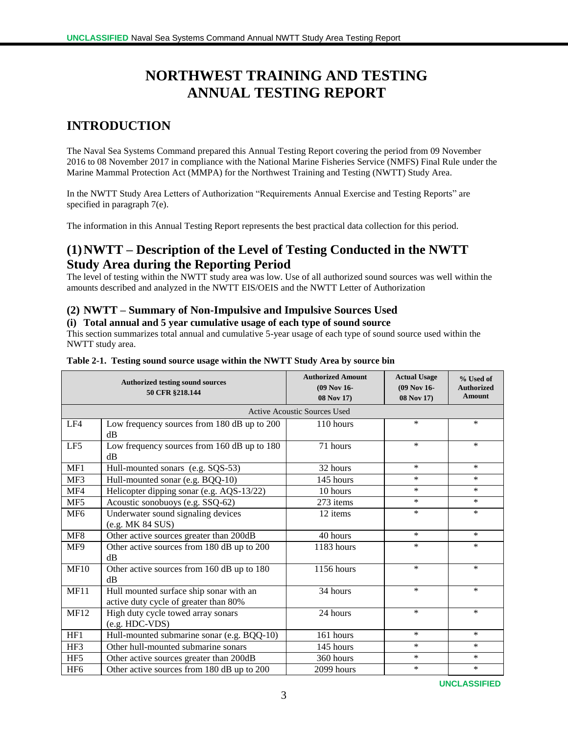# NORTHWEST TRAINING AND TESTING ANNUAL TESTING REPORT

## INTRODUCTION

The Naval Sea Systems Command prepared this Annual Testing Report covering the period from 09 November 2016 to 08 November 2017 in compliance with the National Marine Fisheries Service (NMFS) Final Rule under the Marine Mammal Protection Act (MMPA) for the Northwest Training and Testing (NWTT) Study Area.

In the NWTT Study Area Letters of Authorization "Requirements Annual Exercise and Testing Reports" are specified in paragraph 7(e).

The information in this Annual Testing Report represents the best practical data collection for this period.

## (1) NWTT – Description of the Level of Testing Conducted in the NWTT Study Area during the Reporting Period

The level of testing within the NWTT study area was low. Use of all authorized sound sources was well within the amounts described and analyzed in the NWTT EIS/OEIS and the NWTT Letter of Authorization

### (2) NWTT – Summary of Non-Impulsive and Impulsive Sources Used

#### (i) Total annual and 5 year cumulative usage of each type of sound source

This section summarizes total annual and cumulative 5-year usage of each type of sound source used within the NWTT study area.

**Table 2-1. Testing sound source usage within the NWTT Study Area by source bin**

| Authorized testing sound sources 50 CFR §218.144 | | Authorized Amount (09 Nov 16-08 Nov 17) | Actual Usage (09 Nov 16-08 Nov 17) | % Used of Authorized Amount |
|---|---|---|---|---|
| Active Acoustic Sources Used | | | | |
| LF4 | Low frequency sources from 180 dB up to 200 dB | 110 hours | * | * |
| LF5 | Low frequency sources from 160 dB up to 180 dB | 71 hours | * | * |
| MF1 | Hull-mounted sonars (e.g. SQS-53) | 32 hours | * | * |
| MF3 | Hull-mounted sonar (e.g. BQQ-10) | 145 hours | * | * |
| MF4 | Helicopter dipping sonar (e.g. AQS-13/22) | 10 hours | * | * |
| MF5 | Acoustic sonobuoys (e.g. SSQ-62) | 273 items | * | * |
| MF6 | Underwater sound signaling devices (e.g. MK 84 SUS) | 12 items | * | * |
| MF8 | Other active sources greater than 200dB | 40 hours | * | * |
| MF9 | Other active sources from 180 dB up to 200 dB | 1183 hours | * | * |
| MF10 | Other active sources from 160 dB up to 180 dB | 1156 hours | * | * |
| MF11 | Hull mounted surface ship sonar with an active duty cycle of greater than 80% | 34 hours | * | * |
| MF12 | High duty cycle towed array sonars (e.g. HDC-VDS) | 24 hours | * | * |
| HF1 | Hull-mounted submarine sonar (e.g. BQQ-10) | 161 hours | * | * |
| HF3 | Other hull-mounted submarine sonars | 145 hours | * | * |
| HF5 | Other active sources greater than 200dB | 360 hours | * | * |
| HF6 | Other active sources from 180 dB up to 200 | 2099 hours | * | * |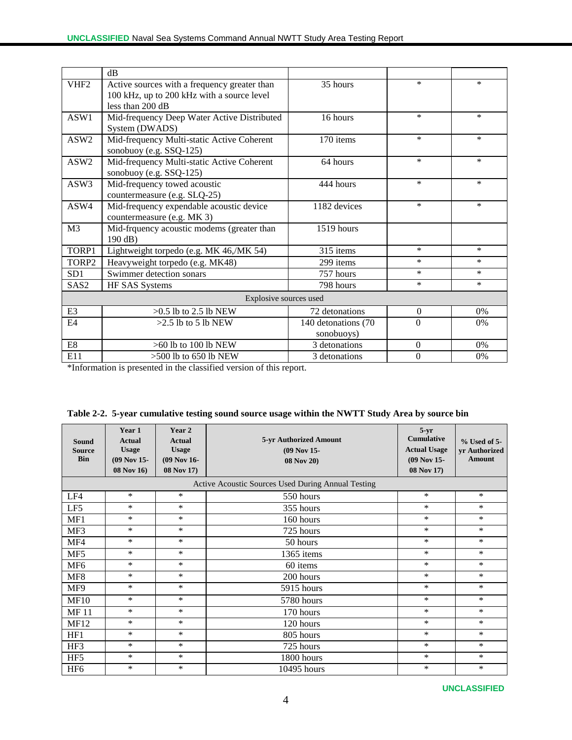| | dB | | | |
|---|---|---|---|---|
| VHF2 | Active sources with a frequency greater than 100 kHz, up to 200 kHz with a source level less than 200 dB | 35 hours | * | * |
| ASW1 | Mid-frequency Deep Water Active Distributed System (DWADS) | 16 hours | * | * |
| ASW2 | Mid-frequency Multi-static Active Coherent sonobuoy (e.g. SSQ-125) | 170 items | * | * |
| ASW2 | Mid-frequency Multi-static Active Coherent sonobuoy (e.g. SSQ-125) | 64 hours | * | * |
| ASW3 | Mid-frequency towed acoustic countermeasure (e.g. SLQ-25) | 444 hours | * | * |
| ASW4 | Mid-frequency expendable acoustic device countermeasure (e.g. MK 3) | 1182 devices | * | * |
| M3 | Mid-frquency acoustic modems (greater than 190 dB) | 1519 hours | | |
| TORP1 | Lightweight torpedo (e.g. MK 46,/MK 54) | 315 items | * | * |
| TORP2 | Heavyweight torpedo (e.g. MK48) | 299 items | * | * |
| SD1 | Swimmer detection sonars | 757 hours | * | * |
| SAS2 | HF SAS Systems | 798 hours | * | * |
| Explosive sources used | | | | |
| E3 | >0.5 lb to 2.5 lb NEW | 72 detonations | 0 | 0% |
| E4 | >2.5 lb to 5 lb NEW | 140 detonations (70 sonobuoys) | 0 | 0% |
| E8 | >60 lb to 100 lb NEW | 3 detonations | 0 | 0% |
| E11 | >500 lb to 650 lb NEW | 3 detonations | 0 | 0% |

*Information is presented in the classified version of this report.

**Table 2-2. 5-year cumulative testing sound source usage within the NWTT Study Area by source bin**

| Sound Source Bin | Year 1 Actual Usage (09 Nov 15-08 Nov 16) | Year 2 Actual Usage (09 Nov 16-08 Nov 17) | 5-yr Authorized Amount (09 Nov 15-08 Nov 20) | 5-yr Cumulative Actual Usage (09 Nov 15-08 Nov 17) | % Used of 5-yr Authorized Amount |
|---|---|---|---|---|---|
| Active Acoustic Sources Used During Annual Testing | | | | | |
| LF4 | * | * | 550 hours | * | * |
| LF5 | * | * | 355 hours | * | * |
| MF1 | * | * | 160 hours | * | * |
| MF3 | * | * | 725 hours | * | * |
| MF4 | * | * | 50 hours | * | * |
| MF5 | * | * | 1365 items | * | * |
| MF6 | * | * | 60 items | * | * |
| MF8 | * | * | 200 hours | * | * |
| MF9 | * | * | 5915 hours | * | * |
| MF10 | * | * | 5780 hours | * | * |
| MF 11 | * | * | 170 hours | * | * |
| MF12 | * | * | 120 hours | * | * |
| HF1 | * | * | 805 hours | * | * |
| HF3 | * | * | 725 hours | * | * |
| HF5 | * | * | 1800 hours | * | * |
| HF6 | * | * | 10495 hours | * | * |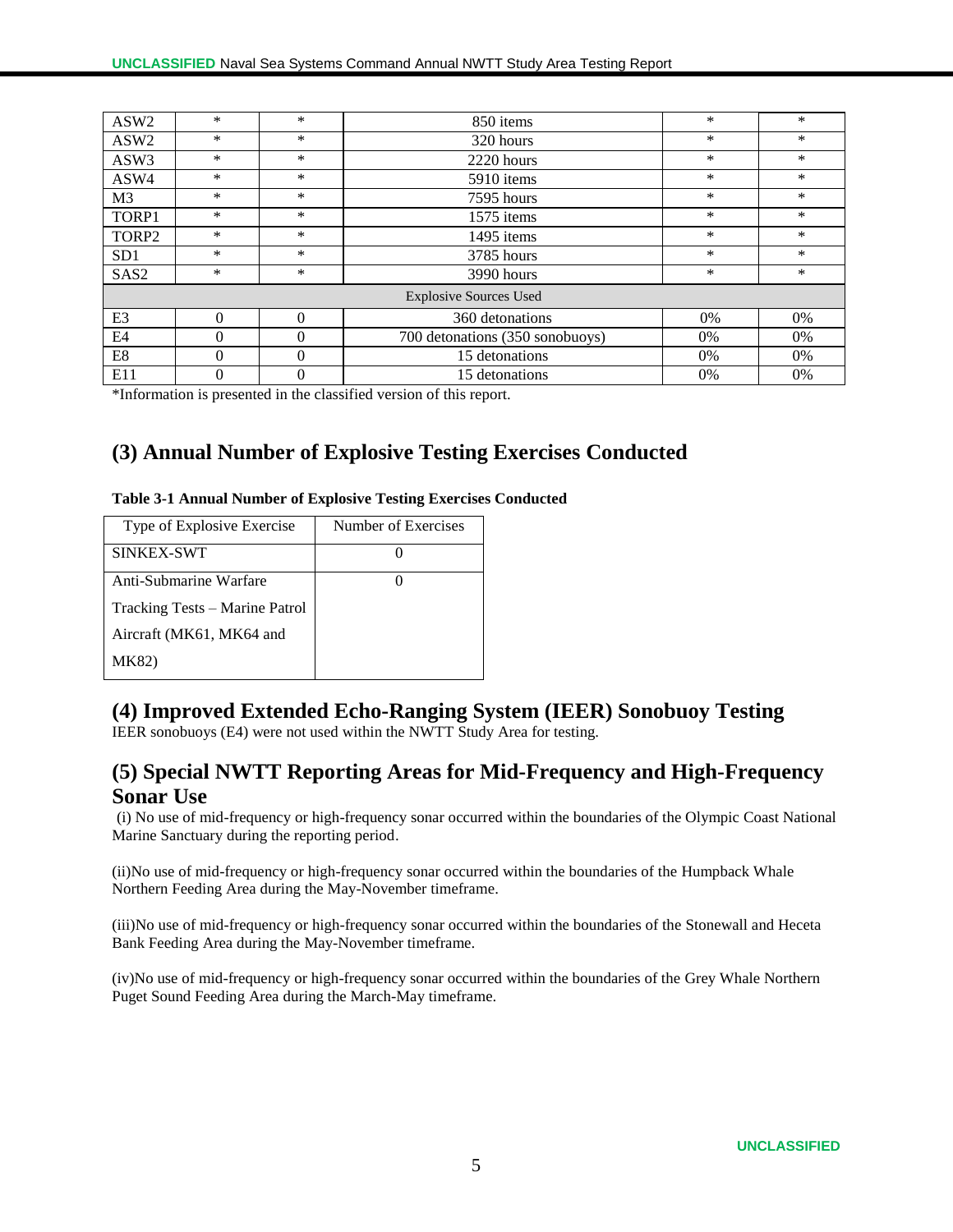| | | | | | |
|---|---|---|---|---|---|
| ASW2 | * | * | 850 items | * | * |
| ASW2 | * | * | 320 hours | * | * |
| ASW3 | * | * | 2220 hours | * | * |
| ASW4 | * | * | 5910 items | * | * |
| M3 | * | * | 7595 hours | * | * |
| TORP1 | * | * | 1575 items | * | * |
| TORP2 | * | * | 1495 items | * | * |
| SD1 | * | * | 3785 hours | * | * |
| SAS2 | * | * | 3990 hours | * | * |
| Explosive Sources Used | | | | | |
| E3 | 0 | 0 | 360 detonations | 0% | 0% |
| E4 | 0 | 0 | 700 detonations (350 sonobuoys) | 0% | 0% |
| E8 | 0 | 0 | 15 detonations | 0% | 0% |
| E11 | 0 | 0 | 15 detonations | 0% | 0% |

*Information is presented in the classified version of this report.

## (3) Annual Number of Explosive Testing Exercises Conducted

**Table 3-1 Annual Number of Explosive Testing Exercises Conducted**

| Type of Explosive Exercise | Number of Exercises |
|---|---|
| SINKEX-SWT | 0 |
| Anti-Submarine Warfare Tracking Tests – Marine Patrol Aircraft (MK61, MK64 and MK82) | 0 |

## (4) Improved Extended Echo-Ranging System (IEER) Sonobuoy Testing

IEER sonobuoys (E4) were not used within the NWTT Study Area for testing.

## (5) Special NWTT Reporting Areas for Mid-Frequency and High-Frequency Sonar Use

(i) No use of mid-frequency or high-frequency sonar occurred within the boundaries of the Olympic Coast National Marine Sanctuary during the reporting period.

(ii)No use of mid-frequency or high-frequency sonar occurred within the boundaries of the Humpback Whale Northern Feeding Area during the May-November timeframe.

(iii)No use of mid-frequency or high-frequency sonar occurred within the boundaries of the Stonewall and Heceta Bank Feeding Area during the May-November timeframe.

(iv)No use of mid-frequency or high-frequency sonar occurred within the boundaries of the Grey Whale Northern Puget Sound Feeding Area during the March-May timeframe.